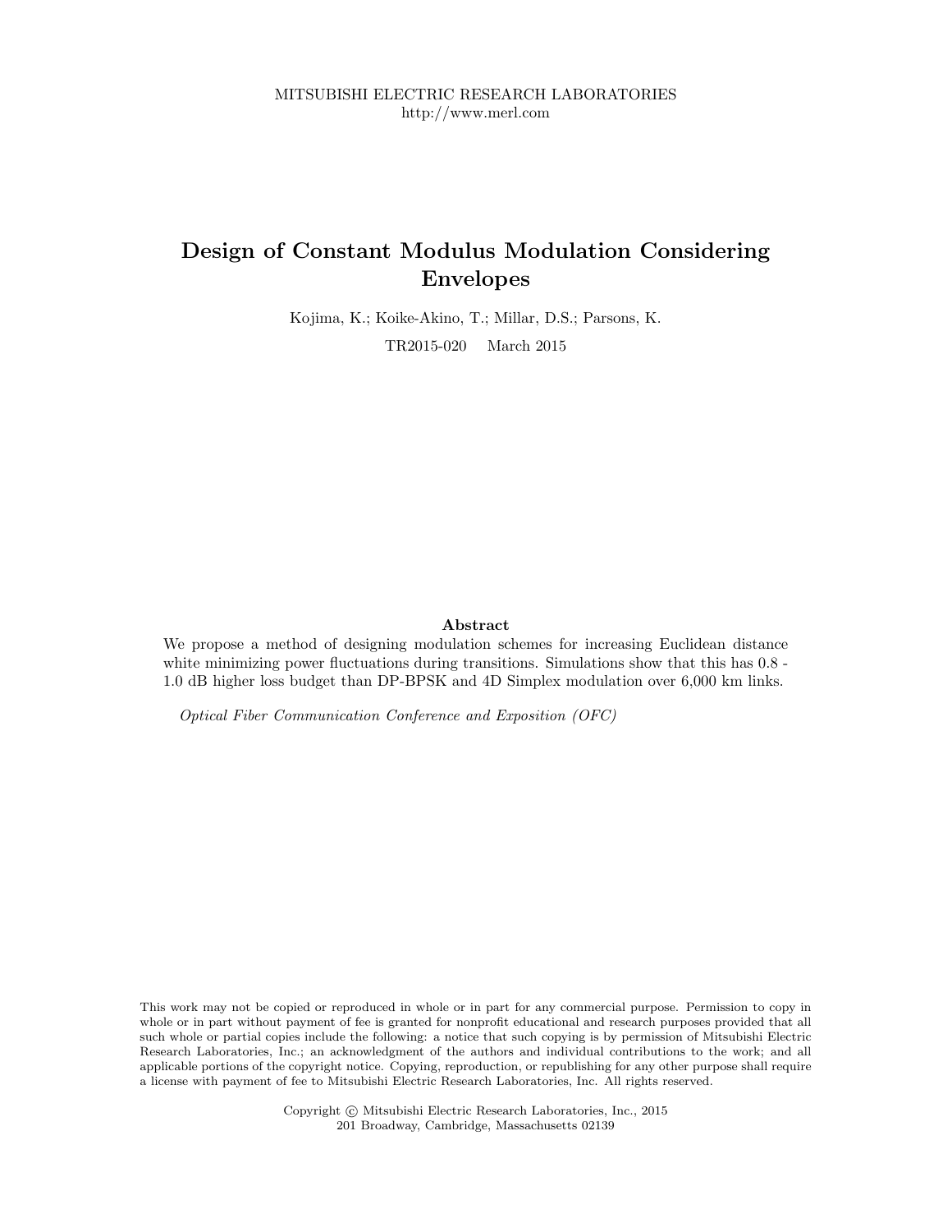MITSUBISHI ELECTRIC RESEARCH LABORATORIES
http://www.merl.com

# Design of Constant Modulus Modulation Considering Envelopes

Kojima, K.; Koike-Akino, T.; Millar, D.S.; Parsons, K.

TR2015-020 March 2015

### Abstract

We propose a method of designing modulation schemes for increasing Euclidean distance white minimizing power fluctuations during transitions. Simulations show that this has 0.8 - 1.0 dB higher loss budget than DP-BPSK and 4D Simplex modulation over 6,000 km links.

*Optical Fiber Communication Conference and Exposition (OFC)*

This work may not be copied or reproduced in whole or in part for any commercial purpose. Permission to copy in whole or in part without payment of fee is granted for nonprofit educational and research purposes provided that all such whole or partial copies include the following: a notice that such copying is by permission of Mitsubishi Electric Research Laboratories, Inc.; an acknowledgment of the authors and individual contributions to the work; and all applicable portions of the copyright notice. Copying, reproduction, or republishing for any other purpose shall require a license with payment of fee to Mitsubishi Electric Research Laboratories, Inc. All rights reserved.

Copyright © Mitsubishi Electric Research Laboratories, Inc., 2015
201 Broadway, Cambridge, Massachusetts 02139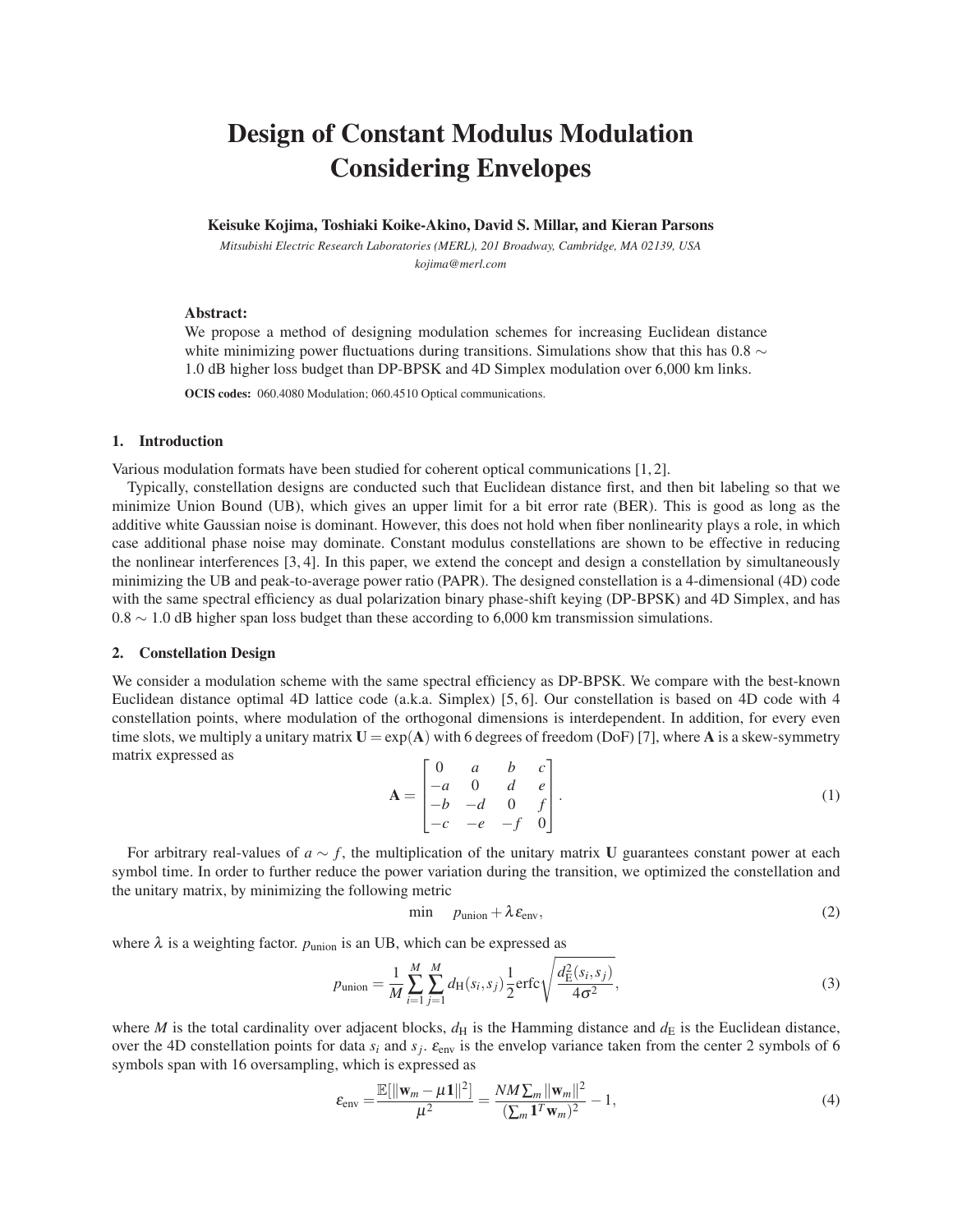# Design of Constant Modulus Modulation Considering Envelopes

**Keisuke Kojima, Toshiaki Koike-Akino, David S. Millar, and Kieran Parsons**

*Mitsubishi Electric Research Laboratories (MERL), 201 Broadway, Cambridge, MA 02139, USA*
*kojima@merl.com*

**Abstract:**
We propose a method of designing modulation schemes for increasing Euclidean distance white minimizing power fluctuations during transitions. Simulations show that this has 0.8 ∼ 1.0 dB higher loss budget than DP-BPSK and 4D Simplex modulation over 6,000 km links.

**OCIS codes:** 060.4080 Modulation; 060.4510 Optical communications.

## 1. Introduction

Various modulation formats have been studied for coherent optical communications [1, 2].

Typically, constellation designs are conducted such that Euclidean distance first, and then bit labeling so that we minimize Union Bound (UB), which gives an upper limit for a bit error rate (BER). This is good as long as the additive white Gaussian noise is dominant. However, this does not hold when fiber nonlinearity plays a role, in which case additional phase noise may dominate. Constant modulus constellations are shown to be effective in reducing the nonlinear interferences [3, 4]. In this paper, we extend the concept and design a constellation by simultaneously minimizing the UB and peak-to-average power ratio (PAPR). The designed constellation is a 4-dimensional (4D) code with the same spectral efficiency as dual polarization binary phase-shift keying (DP-BPSK) and 4D Simplex, and has 0.8 ∼ 1.0 dB higher span loss budget than these according to 6,000 km transmission simulations.

## 2. Constellation Design

We consider a modulation scheme with the same spectral efficiency as DP-BPSK. We compare with the best-known Euclidean distance optimal 4D lattice code (a.k.a. Simplex) [5, 6]. Our constellation is based on 4D code with 4 constellation points, where modulation of the orthogonal dimensions is interdependent. In addition, for every even time slots, we multiply a unitary matrix $\mathbf{U} = \exp(\mathbf{A})$ with 6 degrees of freedom (DoF) [7], where $\mathbf{A}$ is a skew-symmetry matrix expressed as

$$\mathbf{A} = \begin{bmatrix} 0 & a & b & c \\ -a & 0 & d & e \\ -b & -d & 0 & f \\ -c & -e & -f & 0 \end{bmatrix}. \tag{1}$$

For arbitrary real-values of $a \sim f$, the multiplication of the unitary matrix $\mathbf{U}$ guarantees constant power at each symbol time. In order to further reduce the power variation during the transition, we optimized the constellation and the unitary matrix, by minimizing the following metric

$$\min \quad p_{\text{union}} + \lambda \varepsilon_{\text{env}}, \tag{2}$$

where $\lambda$ is a weighting factor. $p_{\text{union}}$ is an UB, which can be expressed as

$$p_{\text{union}} = \frac{1}{M} \sum_{i=1}^{M} \sum_{j=1}^{M} d_{\text{H}}(s_i, s_j) \frac{1}{2} \text{erfc} \sqrt{\frac{d_{\text{E}}^2(s_i, s_j)}{4\sigma^2}}, \tag{3}$$

where $M$ is the total cardinality over adjacent blocks, $d_{\text{H}}$ is the Hamming distance and $d_{\text{E}}$ is the Euclidean distance, over the 4D constellation points for data $s_i$ and $s_j$. $\varepsilon_{\text{env}}$ is the envelop variance taken from the center 2 symbols of 6 symbols span with 16 oversampling, which is expressed as

$$\varepsilon_{\text{env}} = \frac{\mathbb{E}[\|\mathbf{w}_m - \mu \mathbf{1}\|^2]}{\mu^2} = \frac{NM \sum_m \|\mathbf{w}_m\|^2}{(\sum_m \mathbf{1}^T \mathbf{w}_m)^2} - 1, \tag{4}$$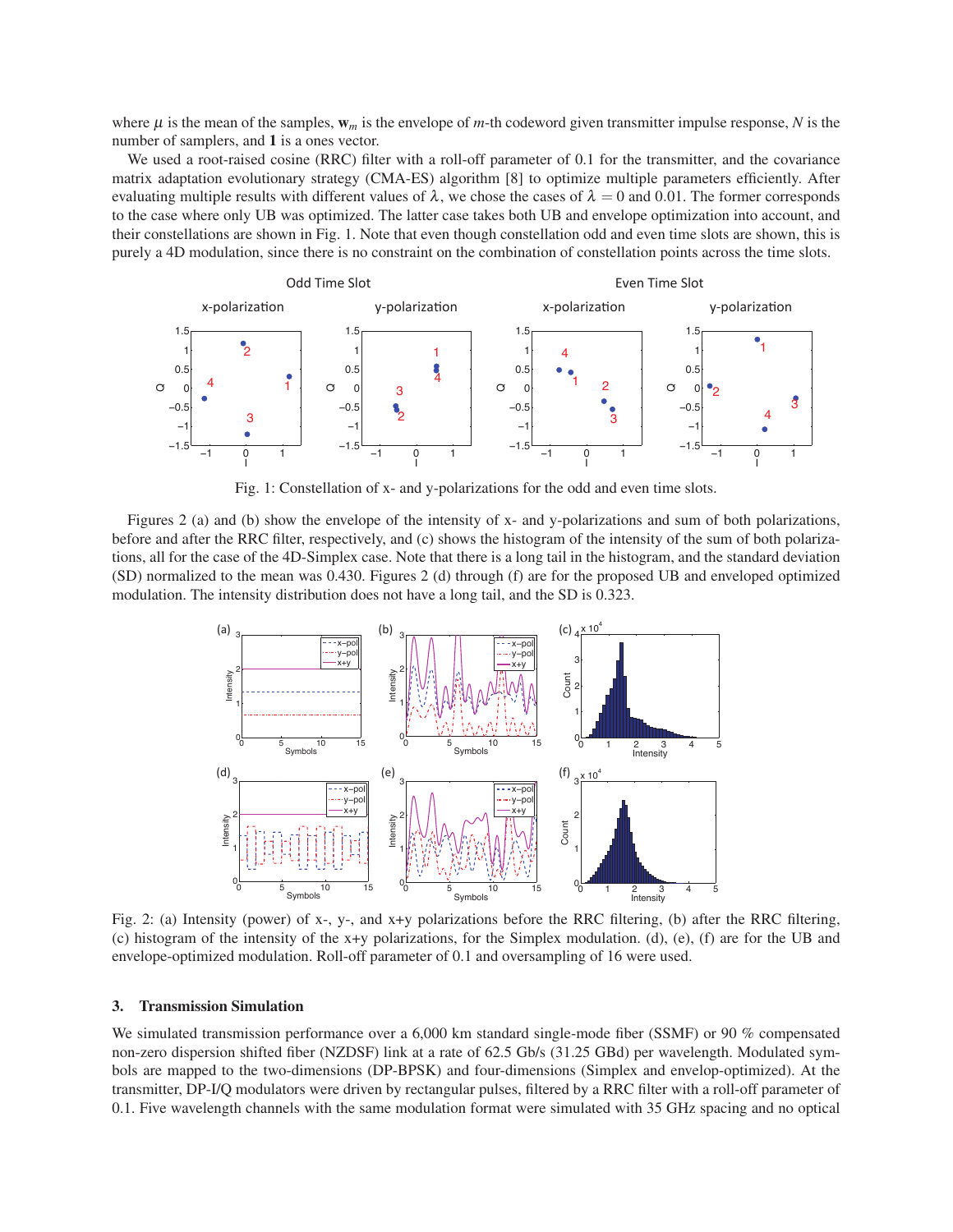where $\mu$ is the mean of the samples, $\mathbf{w}_m$ is the envelope of $m$-th codeword given transmitter impulse response, $N$ is the number of samplers, and $\mathbf{1}$ is a ones vector.

We used a root-raised cosine (RRC) filter with a roll-off parameter of 0.1 for the transmitter, and the covariance matrix adaptation evolutionary strategy (CMA-ES) algorithm [8] to optimize multiple parameters efficiently. After evaluating multiple results with different values of $\lambda$, we chose the cases of $\lambda = 0$ and 0.01. The former corresponds to the case where only UB was optimized. The latter case takes both UB and envelope optimization into account, and their constellations are shown in Fig. 1. Note that even though constellation odd and even time slots are shown, this is purely a 4D modulation, since there is no constraint on the combination of constellation points across the time slots.

Fig. 1: Constellation of x- and y-polarizations for the odd and even time slots.

Figures 2 (a) and (b) show the envelope of the intensity of x- and y-polarizations and sum of both polarizations, before and after the RRC filter, respectively, and (c) shows the histogram of the intensity of the sum of both polarizations, all for the case of the 4D-Simplex case. Note that there is a long tail in the histogram, and the standard deviation (SD) normalized to the mean was 0.430. Figures 2 (d) through (f) are for the proposed UB and enveloped optimized modulation. The intensity distribution does not have a long tail, and the SD is 0.323.

Fig. 2: (a) Intensity (power) of x-, y-, and x+y polarizations before the RRC filtering, (b) after the RRC filtering, (c) histogram of the intensity of the x+y polarizations, for the Simplex modulation. (d), (e), (f) are for the UB and envelope-optimized modulation. Roll-off parameter of 0.1 and oversampling of 16 were used.

### 3. Transmission Simulation

We simulated transmission performance over a 6,000 km standard single-mode fiber (SSMF) or 90 % compensated non-zero dispersion shifted fiber (NZDSF) link at a rate of 62.5 Gb/s (31.25 GBd) per wavelength. Modulated symbols are mapped to the two-dimensions (DP-BPSK) and four-dimensions (Simplex and envelop-optimized). At the transmitter, DP-I/Q modulators were driven by rectangular pulses, filtered by a RRC filter with a roll-off parameter of 0.1. Five wavelength channels with the same modulation format were simulated with 35 GHz spacing and no optical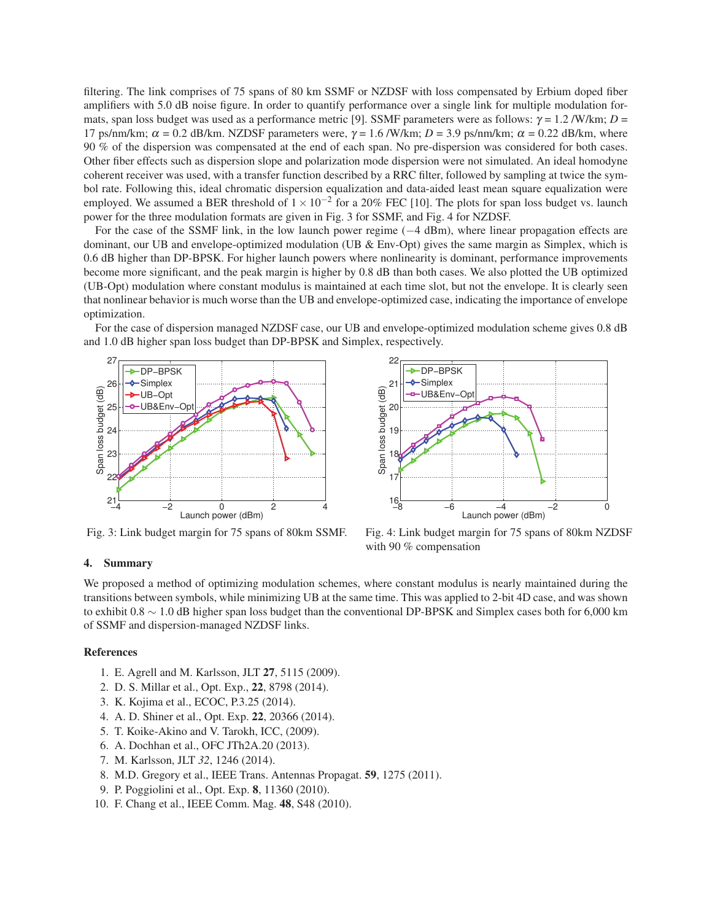filtering. The link comprises of 75 spans of 80 km SSMF or NZDSF with loss compensated by Erbium doped fiber amplifiers with 5.0 dB noise figure. In order to quantify performance over a single link for multiple modulation formats, span loss budget was used as a performance metric [9]. SSMF parameters were as follows: $\gamma = 1.2$ /W/km; $D = 17$ ps/nm/km; $\alpha = 0.2$ dB/km. NZDSF parameters were, $\gamma = 1.6$ /W/km; $D = 3.9$ ps/nm/km; $\alpha = 0.22$ dB/km, where 90 % of the dispersion was compensated at the end of each span. No pre-dispersion was considered for both cases. Other fiber effects such as dispersion slope and polarization mode dispersion were not simulated. An ideal homodyne coherent receiver was used, with a transfer function described by a RRC filter, followed by sampling at twice the symbol rate. Following this, ideal chromatic dispersion equalization and data-aided least mean square equalization were employed. We assumed a BER threshold of $1 \times 10^{-2}$ for a 20% FEC [10]. The plots for span loss budget vs. launch power for the three modulation formats are given in Fig. 3 for SSMF, and Fig. 4 for NZDSF.

For the case of the SSMF link, in the low launch power regime ($-4$ dBm), where linear propagation effects are dominant, our UB and envelope-optimized modulation (UB & Env-Opt) gives the same margin as Simplex, which is 0.6 dB higher than DP-BPSK. For higher launch powers where nonlinearity is dominant, performance improvements become more significant, and the peak margin is higher by 0.8 dB than both cases. We also plotted the UB optimized (UB-Opt) modulation where constant modulus is maintained at each time slot, but not the envelope. It is clearly seen that nonlinear behavior is much worse than the UB and envelope-optimized case, indicating the importance of envelope optimization.

For the case of dispersion managed NZDSF case, our UB and envelope-optimized modulation scheme gives 0.8 dB and 1.0 dB higher span loss budget than DP-BPSK and Simplex, respectively.

DP–BPSK
Simplex
UB–Opt
UB&Env–Opt
Span loss budget (dB)
Launch power (dBm)
27
26
25
24
23
22
21
−4
−2
0
2
4

Fig. 3: Link budget margin for 75 spans of 80km SSMF.

DP–BPSK
Simplex
UB&Env–Opt
Span loss budget (dB)
Launch power (dBm)
22
21
20
19
18
17
16
−8
−6
−4
−2
0

Fig. 4: Link budget margin for 75 spans of 80km NZDSF with 90 % compensation

## 4. Summary

We proposed a method of optimizing modulation schemes, where constant modulus is nearly maintained during the transitions between symbols, while minimizing UB at the same time. This was applied to 2-bit 4D case, and was shown to exhibit 0.8 $\sim$ 1.0 dB higher span loss budget than the conventional DP-BPSK and Simplex cases both for 6,000 km of SSMF and dispersion-managed NZDSF links.

## References

1. E. Agrell and M. Karlsson, JLT **27**, 5115 (2009).
2. D. S. Millar et al., Opt. Exp., **22**, 8798 (2014).
3. K. Kojima et al., ECOC, P.3.25 (2014).
4. A. D. Shiner et al., Opt. Exp. **22**, 20366 (2014).
5. T. Koike-Akino and V. Tarokh, ICC, (2009).
6. A. Dochhan et al., OFC JTh2A.20 (2013).
7. M. Karlsson, JLT *32*, 1246 (2014).
8. M.D. Gregory et al., IEEE Trans. Antennas Propagat. **59**, 1275 (2011).
9. P. Poggiolini et al., Opt. Exp. **8**, 11360 (2010).
10. F. Chang et al., IEEE Comm. Mag. **48**, S48 (2010).